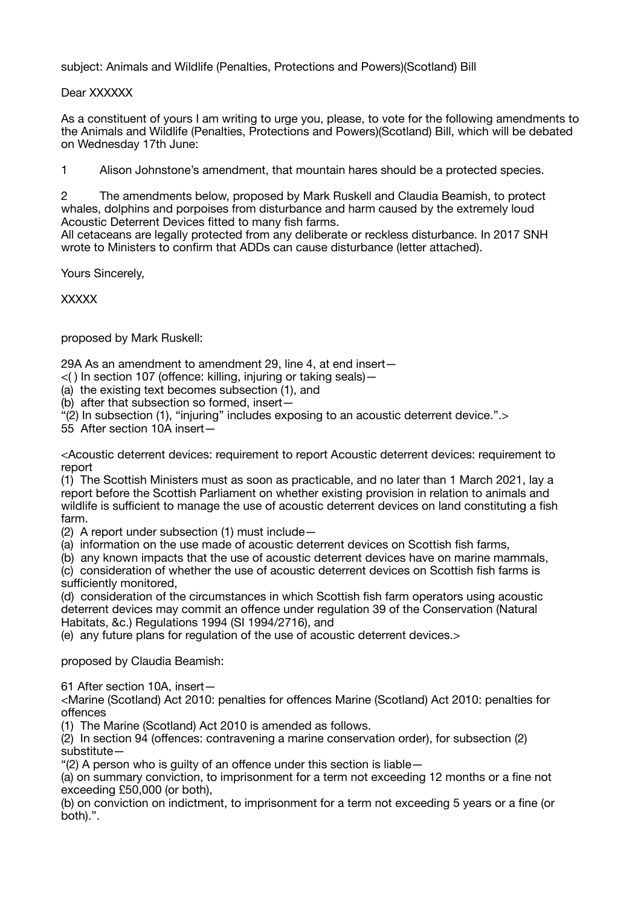subject: Animals and Wildlife (Penalties, Protections and Powers)(Scotland) Bill

Dear XXXXXX

As a constituent of yours I am writing to urge you, please, to vote for the following amendments to the Animals and Wildlife (Penalties, Protections and Powers)(Scotland) Bill, which will be debated on Wednesday 17th June:

1 Alison Johnstone's amendment, that mountain hares should be a protected species.

2 The amendments below, proposed by Mark Ruskell and Claudia Beamish, to protect whales, dolphins and porpoises from disturbance and harm caused by the extremely loud Acoustic Deterrent Devices fitted to many fish farms.
All cetaceans are legally protected from any deliberate or reckless disturbance. In 2017 SNH wrote to Ministers to confirm that ADDs can cause disturbance (letter attached).

Yours Sincerely,

XXXXX

proposed by Mark Ruskell:

29A As an amendment to amendment 29, line 4, at end insert—
<( ) In section 107 (offence: killing, injuring or taking seals)—
(a) the existing text becomes subsection (1), and
(b) after that subsection so formed, insert—
"(2) In subsection (1), "injuring" includes exposing to an acoustic deterrent device.".>
55 After section 10A insert—

<Acoustic deterrent devices: requirement to report Acoustic deterrent devices: requirement to report
(1) The Scottish Ministers must as soon as practicable, and no later than 1 March 2021, lay a report before the Scottish Parliament on whether existing provision in relation to animals and wildlife is sufficient to manage the use of acoustic deterrent devices on land constituting a fish farm.
(2) A report under subsection (1) must include—
(a) information on the use made of acoustic deterrent devices on Scottish fish farms,
(b) any known impacts that the use of acoustic deterrent devices have on marine mammals,
(c) consideration of whether the use of acoustic deterrent devices on Scottish fish farms is sufficiently monitored,
(d) consideration of the circumstances in which Scottish fish farm operators using acoustic deterrent devices may commit an offence under regulation 39 of the Conservation (Natural Habitats, &c.) Regulations 1994 (SI 1994/2716), and
(e) any future plans for regulation of the use of acoustic deterrent devices.>

proposed by Claudia Beamish:

61 After section 10A, insert—
<Marine (Scotland) Act 2010: penalties for offences Marine (Scotland) Act 2010: penalties for offences
(1) The Marine (Scotland) Act 2010 is amended as follows.
(2) In section 94 (offences: contravening a marine conservation order), for subsection (2) substitute—
"(2) A person who is guilty of an offence under this section is liable—
(a) on summary conviction, to imprisonment for a term not exceeding 12 months or a fine not exceeding £50,000 (or both),
(b) on conviction on indictment, to imprisonment for a term not exceeding 5 years or a fine (or both).".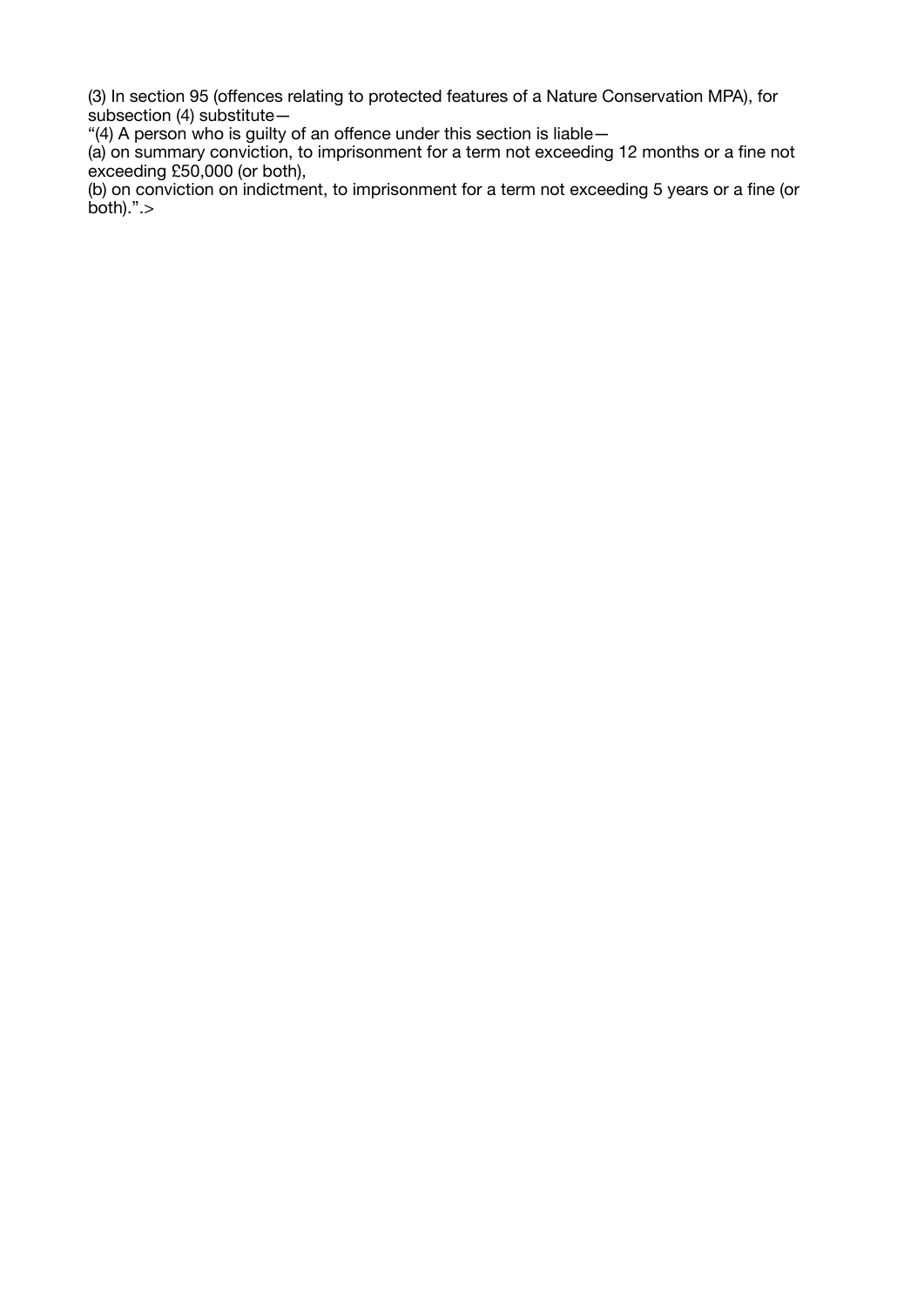(3) In section 95 (offences relating to protected features of a Nature Conservation MPA), for subsection (4) substitute—

"(4) A person who is guilty of an offence under this section is liable—

(a) on summary conviction, to imprisonment for a term not exceeding 12 months or a fine not exceeding £50,000 (or both),

(b) on conviction on indictment, to imprisonment for a term not exceeding 5 years or a fine (or both).".>